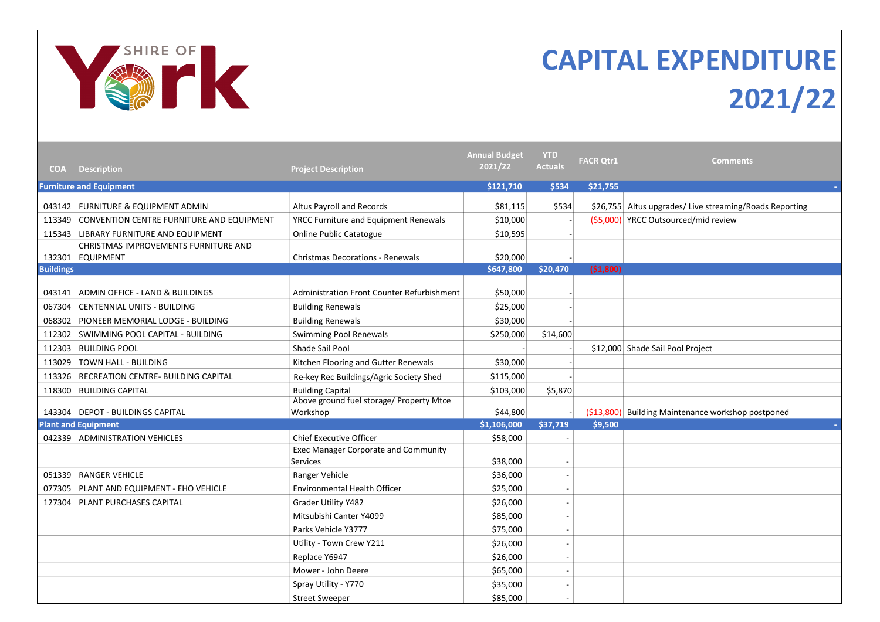# SHIRE OF York

# CAPITAL EXPENDITURE 2021/22

| COA | Description | Project Description | Annual Budget 2021/22 | YTD Actuals | FACR Qtr1 | Comments |
|---|---|---|---|---|---|---|
| **Furniture and Equipment** | | | **$121,710** | **$534** | **$21,755** | - |
| 043142 | FURNITURE & EQUIPMENT ADMIN | Altus Payroll and Records | $81,115 | $534 | $26,755 | Altus upgrades/ Live streaming/Roads Reporting |
| 113349 | CONVENTION CENTRE FURNITURE AND EQUIPMENT | YRCC Furniture and Equipment Renewals | $10,000 | - | ($5,000) | YRCC Outsourced/mid review |
| 115343 | LIBRARY FURNITURE AND EQUIPMENT | Online Public Catatogue | $10,595 | - | | |
| 132301 | CHRISTMAS IMPROVEMENTS FURNITURE AND EQUIPMENT | Christmas Decorations - Renewals | $20,000 | - | | |
| **Buildings** | | | **$647,800** | **$20,470** | **($1,800)** | |
| 043141 | ADMIN OFFICE - LAND & BUILDINGS | Administration Front Counter Refurbishment | $50,000 | - | | |
| 067304 | CENTENNIAL UNITS - BUILDING | Building Renewals | $25,000 | - | | |
| 068302 | PIONEER MEMORIAL LODGE - BUILDING | Building Renewals | $30,000 | - | | |
| 112302 | SWIMMING POOL CAPITAL - BUILDING | Swimming Pool Renewals | $250,000 | $14,600 | | |
| 112303 | BUILDING POOL | Shade Sail Pool | - | - | $12,000 | Shade Sail Pool Project |
| 113029 | TOWN HALL - BUILDING | Kitchen Flooring and Gutter Renewals | $30,000 | - | | |
| 113326 | RECREATION CENTRE- BUILDING CAPITAL | Re-key Rec Buildings/Agric Society Shed | $115,000 | - | | |
| 118300 | BUILDING CAPITAL | Building Capital | $103,000 | $5,870 | | |
| 143304 | DEPOT - BUILDINGS CAPITAL | Above ground fuel storage/ Property Mtce Workshop | $44,800 | - | ($13,800) | Building Maintenance workshop postponed |
| **Plant and Equipment** | | | **$1,106,000** | **$37,719** | **$9,500** | - |
| 042339 | ADMINISTRATION VEHICLES | Chief Executive Officer | $58,000 | - | | |
| | | Exec Manager Corporate and Community Services | $38,000 | - | | |
| 051339 | RANGER VEHICLE | Ranger Vehicle | $36,000 | - | | |
| 077305 | PLANT AND EQUIPMENT - EHO VEHICLE | Environmental Health Officer | $25,000 | - | | |
| 127304 | PLANT PURCHASES CAPITAL | Grader Utility Y482 | $26,000 | - | | |
| | | Mitsubishi Canter Y4099 | $85,000 | - | | |
| | | Parks Vehicle Y3777 | $75,000 | - | | |
| | | Utility - Town Crew Y211 | $26,000 | - | | |
| | | Replace Y6947 | $26,000 | - | | |
| | | Mower - John Deere | $65,000 | - | | |
| | | Spray Utility - Y770 | $35,000 | - | | |
| | | Street Sweeper | $85,000 | - | | |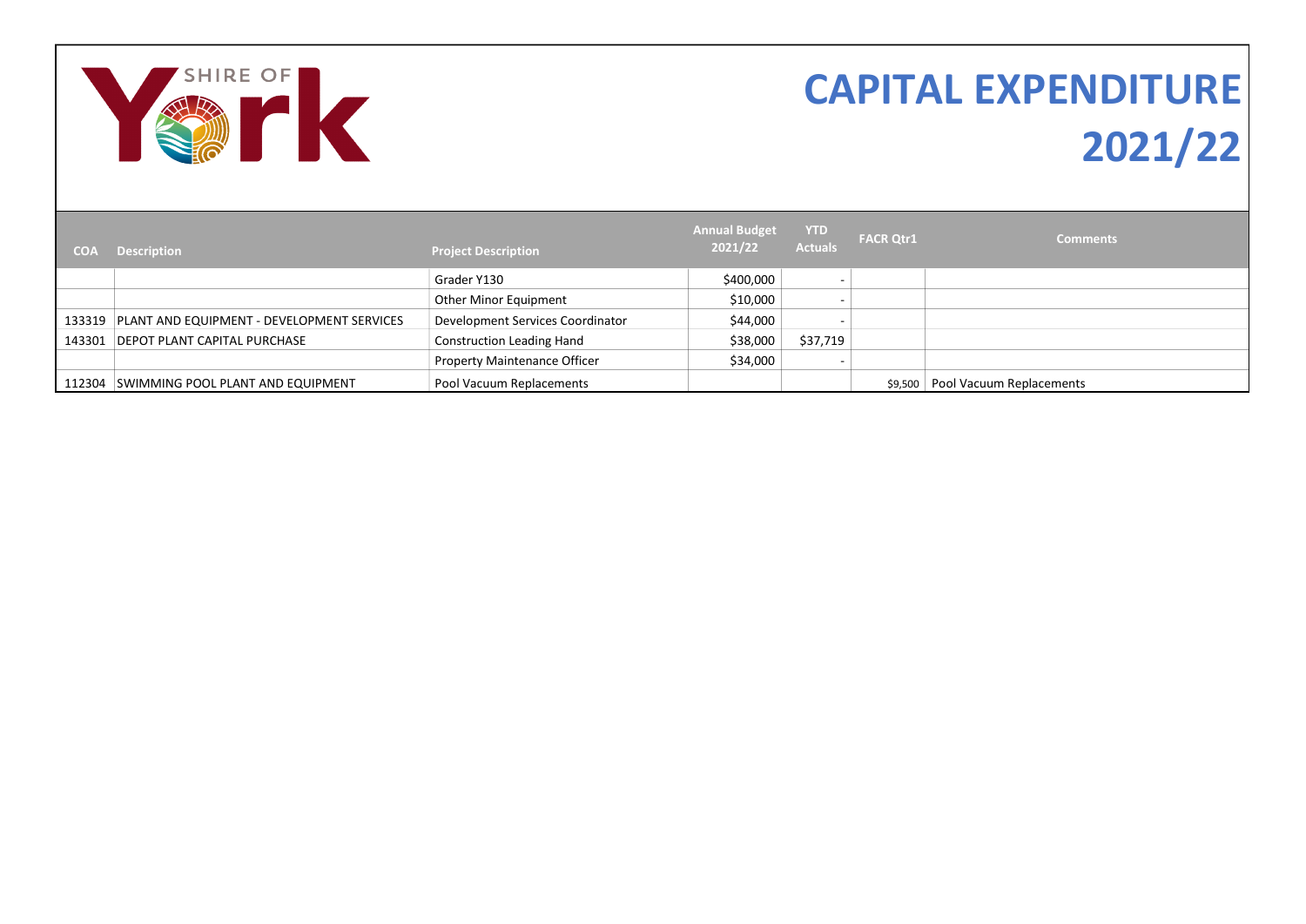SHIRE OF York

# CAPITAL EXPENDITURE 2021/22

| COA | Description | Project Description | Annual Budget 2021/22 | YTD Actuals | FACR Qtr1 | Comments |
|---|---|---|---|---|---|---|
| | | Grader Y130 | $400,000 | - | | |
| | | Other Minor Equipment | $10,000 | - | | |
| 133319 | PLANT AND EQUIPMENT - DEVELOPMENT SERVICES | Development Services Coordinator | $44,000 | - | | |
| 143301 | DEPOT PLANT CAPITAL PURCHASE | Construction Leading Hand | $38,000 | $37,719 | | |
| | | Property Maintenance Officer | $34,000 | - | | |
| 112304 | SWIMMING POOL PLANT AND EQUIPMENT | Pool Vacuum Replacements | | | $9,500 | Pool Vacuum Replacements |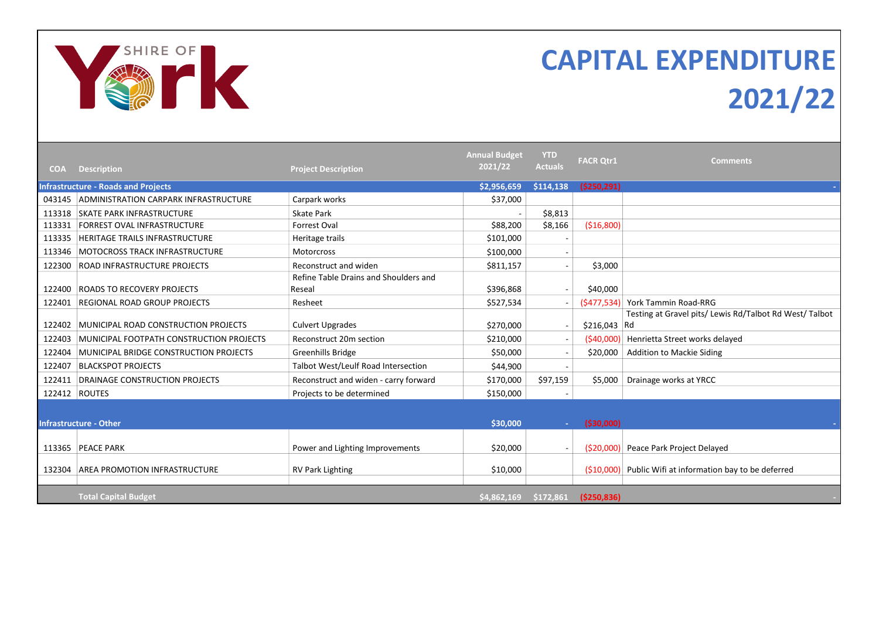Shire of York

# CAPITAL EXPENDITURE 2021/22

| COA | Description | Project Description | Annual Budget 2021/22 | YTD Actuals | FACR Qtr1 | Comments |
|---|---|---|---|---|---|---|
| **Infrastructure - Roads and Projects** | | | **$2,956,659** | **$114,138** | **($250,291)** | - |
| 043145 | ADMINISTRATION CARPARK INFRASTRUCTURE | Carpark works | $37,000 | | | |
| 113318 | SKATE PARK INFRASTRUCTURE | Skate Park | - | $8,813 | | |
| 113331 | FORREST OVAL INFRASTRUCTURE | Forrest Oval | $88,200 | $8,166 | ($16,800) | |
| 113335 | HERITAGE TRAILS INFRASTRUCTURE | Heritage trails | $101,000 | - | | |
| 113346 | MOTOCROSS TRACK INFRASTRUCTURE | Motorcross | $100,000 | - | | |
| 122300 | ROAD INFRASTRUCTURE PROJECTS | Reconstruct and widen | $811,157 | - | $3,000 | |
| 122400 | ROADS TO RECOVERY PROJECTS | Refine Table Drains and Shoulders and Reseal | $396,868 | - | $40,000 | |
| 122401 | REGIONAL ROAD GROUP PROJECTS | Resheet | $527,534 | - | ($477,534) | York Tammin Road-RRG |
| 122402 | MUNICIPAL ROAD CONSTRUCTION PROJECTS | Culvert Upgrades | $270,000 | - | $216,043 | Testing at Gravel pits/ Lewis Rd/Talbot Rd West/ Talbot Rd |
| 122403 | MUNICIPAL FOOTPATH CONSTRUCTION PROJECTS | Reconstruct 20m section | $210,000 | - | ($40,000) | Henrietta Street works delayed |
| 122404 | MUNICIPAL BRIDGE CONSTRUCTION PROJECTS | Greenhills Bridge | $50,000 | - | $20,000 | Addition to Mackie Siding |
| 122407 | BLACKSPOT PROJECTS | Talbot West/Leulf Road Intersection | $44,900 | - | | |
| 122411 | DRAINAGE CONSTRUCTION PROJECTS | Reconstruct and widen - carry forward | $170,000 | $97,159 | $5,000 | Drainage works at YRCC |
| 122412 | ROUTES | Projects to be determined | $150,000 | - | | |
| **Infrastructure - Other** | | | **$30,000** | **-** | **($30,000)** | - |
| 113365 | PEACE PARK | Power and Lighting Improvements | $20,000 | - | ($20,000) | Peace Park Project Delayed |
| 132304 | AREA PROMOTION INFRASTRUCTURE | RV Park Lighting | $10,000 | | ($10,000) | Public Wifi at information bay to be deferred |
| | **Total Capital Budget** | | **$4,862,169** | **$172,861** | **($250,836)** | - |